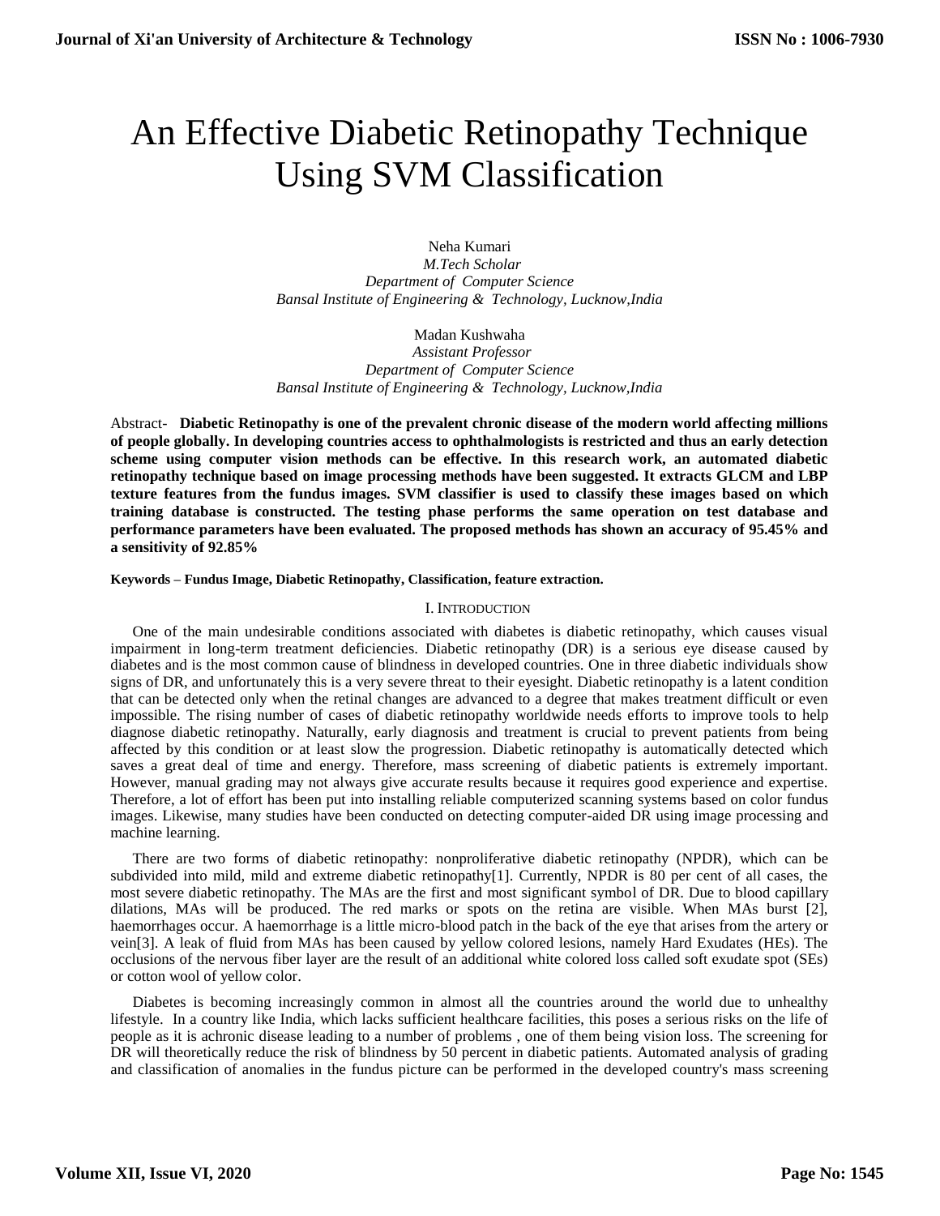# An Effective Diabetic Retinopathy Technique Using SVM Classification

Neha Kumari
*M.Tech Scholar*
*Department of Computer Science*
*Bansal Institute of Engineering & Technology, Lucknow,India*

Madan Kushwaha
*Assistant Professor*
*Department of Computer Science*
*Bansal Institute of Engineering & Technology, Lucknow,India*

Abstract- **Diabetic Retinopathy is one of the prevalent chronic disease of the modern world affecting millions of people globally. In developing countries access to ophthalmologists is restricted and thus an early detection scheme using computer vision methods can be effective. In this research work, an automated diabetic retinopathy technique based on image processing methods have been suggested. It extracts GLCM and LBP texture features from the fundus images. SVM classifier is used to classify these images based on which training database is constructed. The testing phase performs the same operation on test database and performance parameters have been evaluated. The proposed methods has shown an accuracy of 95.45% and a sensitivity of 92.85%**

**Keywords – Fundus Image, Diabetic Retinopathy, Classification, feature extraction.**

## I. Introduction

One of the main undesirable conditions associated with diabetes is diabetic retinopathy, which causes visual impairment in long-term treatment deficiencies. Diabetic retinopathy (DR) is a serious eye disease caused by diabetes and is the most common cause of blindness in developed countries. One in three diabetic individuals show signs of DR, and unfortunately this is a very severe threat to their eyesight. Diabetic retinopathy is a latent condition that can be detected only when the retinal changes are advanced to a degree that makes treatment difficult or even impossible. The rising number of cases of diabetic retinopathy worldwide needs efforts to improve tools to help diagnose diabetic retinopathy. Naturally, early diagnosis and treatment is crucial to prevent patients from being affected by this condition or at least slow the progression. Diabetic retinopathy is automatically detected which saves a great deal of time and energy. Therefore, mass screening of diabetic patients is extremely important. However, manual grading may not always give accurate results because it requires good experience and expertise. Therefore, a lot of effort has been put into installing reliable computerized scanning systems based on color fundus images. Likewise, many studies have been conducted on detecting computer-aided DR using image processing and machine learning.

There are two forms of diabetic retinopathy: nonproliferative diabetic retinopathy (NPDR), which can be subdivided into mild, mild and extreme diabetic retinopathy[1]. Currently, NPDR is 80 per cent of all cases, the most severe diabetic retinopathy. The MAs are the first and most significant symbol of DR. Due to blood capillary dilations, MAs will be produced. The red marks or spots on the retina are visible. When MAs burst [2], haemorrhages occur. A haemorrhage is a little micro-blood patch in the back of the eye that arises from the artery or vein[3]. A leak of fluid from MAs has been caused by yellow colored lesions, namely Hard Exudates (HEs). The occlusions of the nervous fiber layer are the result of an additional white colored loss called soft exudate spot (SEs) or cotton wool of yellow color.

Diabetes is becoming increasingly common in almost all the countries around the world due to unhealthy lifestyle. In a country like India, which lacks sufficient healthcare facilities, this poses a serious risks on the life of people as it is achronic disease leading to a number of problems , one of them being vision loss. The screening for DR will theoretically reduce the risk of blindness by 50 percent in diabetic patients. Automated analysis of grading and classification of anomalies in the fundus picture can be performed in the developed country's mass screening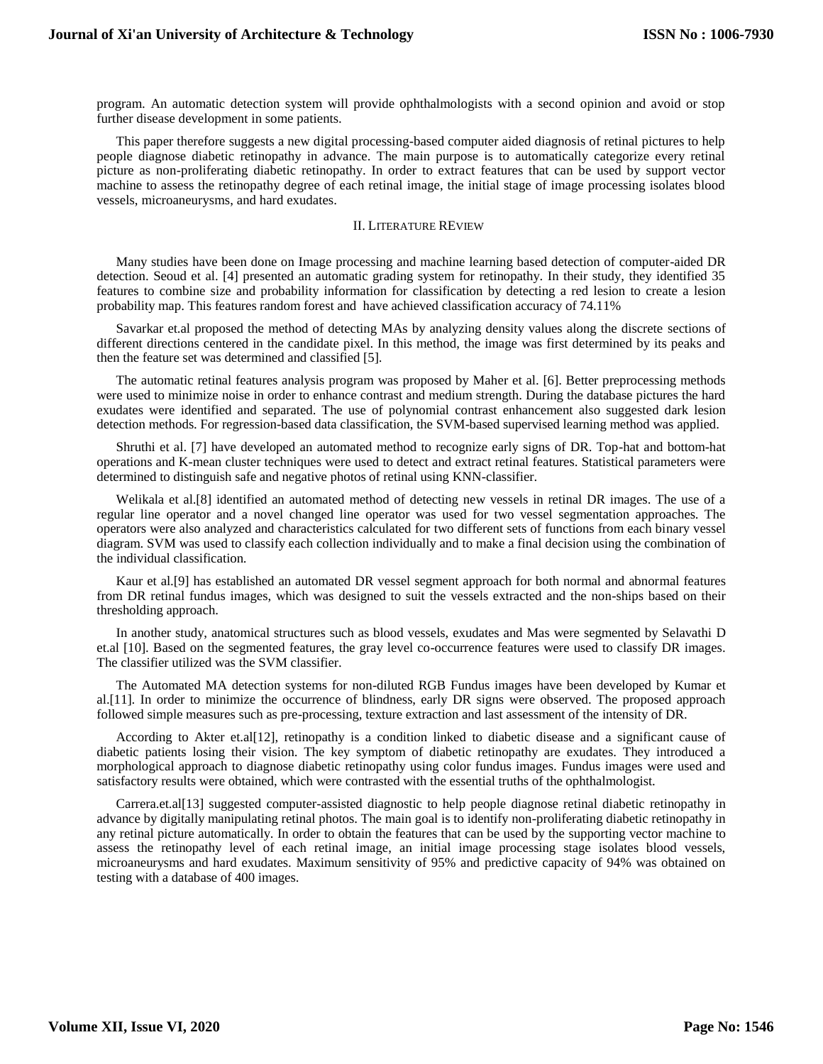program. An automatic detection system will provide ophthalmologists with a second opinion and avoid or stop further disease development in some patients.

This paper therefore suggests a new digital processing-based computer aided diagnosis of retinal pictures to help people diagnose diabetic retinopathy in advance. The main purpose is to automatically categorize every retinal picture as non-proliferating diabetic retinopathy. In order to extract features that can be used by support vector machine to assess the retinopathy degree of each retinal image, the initial stage of image processing isolates blood vessels, microaneurysms, and hard exudates.

## II. Literature REview

Many studies have been done on Image processing and machine learning based detection of computer-aided DR detection. Seoud et al. [4] presented an automatic grading system for retinopathy. In their study, they identified 35 features to combine size and probability information for classification by detecting a red lesion to create a lesion probability map. This features random forest and have achieved classification accuracy of 74.11%

Savarkar et.al proposed the method of detecting MAs by analyzing density values along the discrete sections of different directions centered in the candidate pixel. In this method, the image was first determined by its peaks and then the feature set was determined and classified [5].

The automatic retinal features analysis program was proposed by Maher et al. [6]. Better preprocessing methods were used to minimize noise in order to enhance contrast and medium strength. During the database pictures the hard exudates were identified and separated. The use of polynomial contrast enhancement also suggested dark lesion detection methods. For regression-based data classification, the SVM-based supervised learning method was applied.

Shruthi et al. [7] have developed an automated method to recognize early signs of DR. Top-hat and bottom-hat operations and K-mean cluster techniques were used to detect and extract retinal features. Statistical parameters were determined to distinguish safe and negative photos of retinal using KNN-classifier.

Welikala et al.[8] identified an automated method of detecting new vessels in retinal DR images. The use of a regular line operator and a novel changed line operator was used for two vessel segmentation approaches. The operators were also analyzed and characteristics calculated for two different sets of functions from each binary vessel diagram. SVM was used to classify each collection individually and to make a final decision using the combination of the individual classification.

Kaur et al.[9] has established an automated DR vessel segment approach for both normal and abnormal features from DR retinal fundus images, which was designed to suit the vessels extracted and the non-ships based on their thresholding approach.

In another study, anatomical structures such as blood vessels, exudates and Mas were segmented by Selavathi D et.al [10]. Based on the segmented features, the gray level co-occurrence features were used to classify DR images. The classifier utilized was the SVM classifier.

The Automated MA detection systems for non-diluted RGB Fundus images have been developed by Kumar et al.[11]. In order to minimize the occurrence of blindness, early DR signs were observed. The proposed approach followed simple measures such as pre-processing, texture extraction and last assessment of the intensity of DR.

According to Akter et.al[12], retinopathy is a condition linked to diabetic disease and a significant cause of diabetic patients losing their vision. The key symptom of diabetic retinopathy are exudates. They introduced a morphological approach to diagnose diabetic retinopathy using color fundus images. Fundus images were used and satisfactory results were obtained, which were contrasted with the essential truths of the ophthalmologist.

Carrera.et.al[13] suggested computer-assisted diagnostic to help people diagnose retinal diabetic retinopathy in advance by digitally manipulating retinal photos. The main goal is to identify non-proliferating diabetic retinopathy in any retinal picture automatically. In order to obtain the features that can be used by the supporting vector machine to assess the retinopathy level of each retinal image, an initial image processing stage isolates blood vessels, microaneurysms and hard exudates. Maximum sensitivity of 95% and predictive capacity of 94% was obtained on testing with a database of 400 images.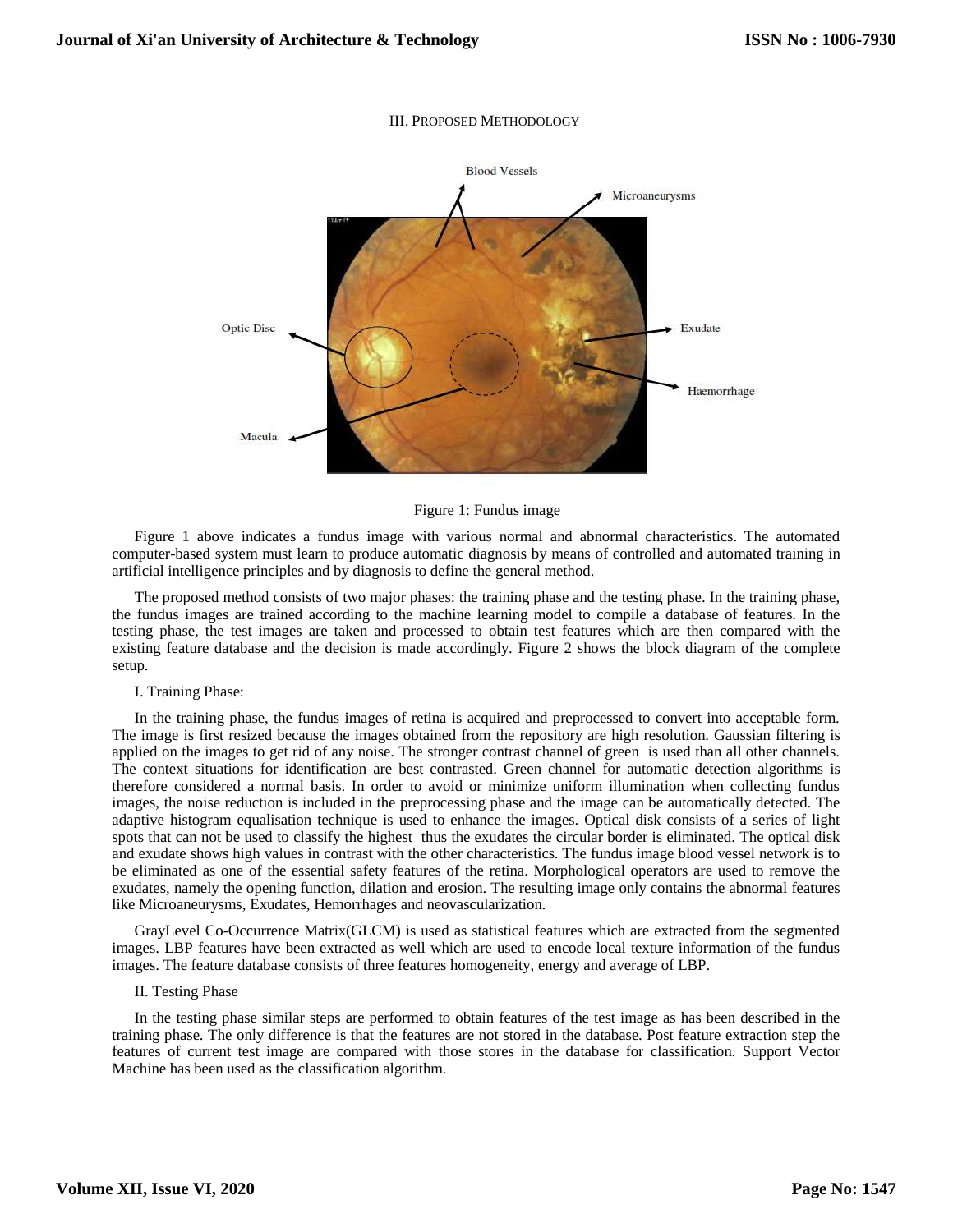## III. PROPOSED METHODOLOGY

Figure 1: Fundus image

Figure 1 above indicates a fundus image with various normal and abnormal characteristics. The automated computer-based system must learn to produce automatic diagnosis by means of controlled and automated training in artificial intelligence principles and by diagnosis to define the general method.

The proposed method consists of two major phases: the training phase and the testing phase. In the training phase, the fundus images are trained according to the machine learning model to compile a database of features. In the testing phase, the test images are taken and processed to obtain test features which are then compared with the existing feature database and the decision is made accordingly. Figure 2 shows the block diagram of the complete setup.

### I. Training Phase:

In the training phase, the fundus images of retina is acquired and preprocessed to convert into acceptable form. The image is first resized because the images obtained from the repository are high resolution. Gaussian filtering is applied on the images to get rid of any noise. The stronger contrast channel of green is used than all other channels. The context situations for identification are best contrasted. Green channel for automatic detection algorithms is therefore considered a normal basis. In order to avoid or minimize uniform illumination when collecting fundus images, the noise reduction is included in the preprocessing phase and the image can be automatically detected. The adaptive histogram equalisation technique is used to enhance the images. Optical disk consists of a series of light spots that can not be used to classify the highest thus the exudates the circular border is eliminated. The optical disk and exudate shows high values in contrast with the other characteristics. The fundus image blood vessel network is to be eliminated as one of the essential safety features of the retina. Morphological operators are used to remove the exudates, namely the opening function, dilation and erosion. The resulting image only contains the abnormal features like Microaneurysms, Exudates, Hemorrhages and neovascularization.

GrayLevel Co-Occurrence Matrix(GLCM) is used as statistical features which are extracted from the segmented images. LBP features have been extracted as well which are used to encode local texture information of the fundus images. The feature database consists of three features homogeneity, energy and average of LBP.

### II. Testing Phase

In the testing phase similar steps are performed to obtain features of the test image as has been described in the training phase. The only difference is that the features are not stored in the database. Post feature extraction step the features of current test image are compared with those stores in the database for classification. Support Vector Machine has been used as the classification algorithm.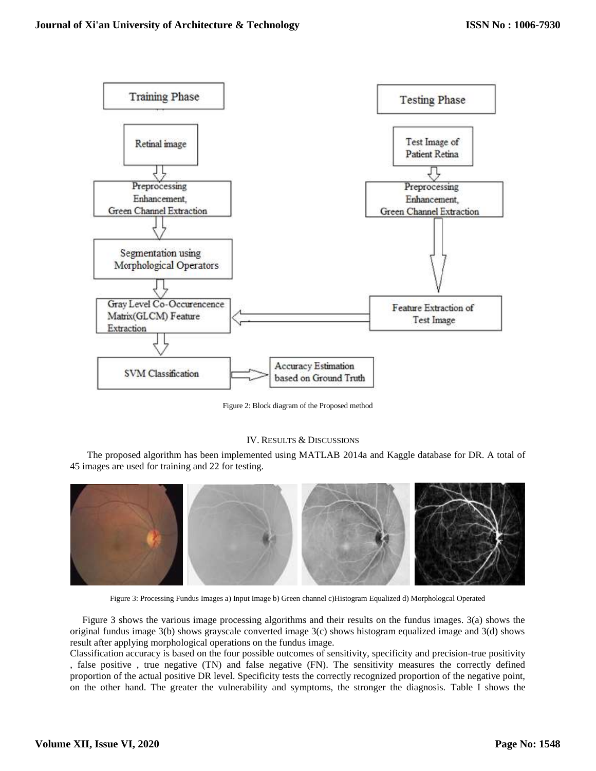Figure 2: Block diagram of the Proposed method

## IV. Results & Discussions

The proposed algorithm has been implemented using MATLAB 2014a and Kaggle database for DR. A total of 45 images are used for training and 22 for testing.

Figure 3: Processing Fundus Images a) Input Image b) Green channel c)Histogram Equalized d) Morphologcal Operated

Figure 3 shows the various image processing algorithms and their results on the fundus images. 3(a) shows the original fundus image 3(b) shows grayscale converted image 3(c) shows histogram equalized image and 3(d) shows result after applying morphological operations on the fundus image.

Classification accuracy is based on the four possible outcomes of sensitivity, specificity and precision-true positivity , false positive , true negative (TN) and false negative (FN). The sensitivity measures the correctly defined proportion of the actual positive DR level. Specificity tests the correctly recognized proportion of the negative point, on the other hand. The greater the vulnerability and symptoms, the stronger the diagnosis. Table I shows the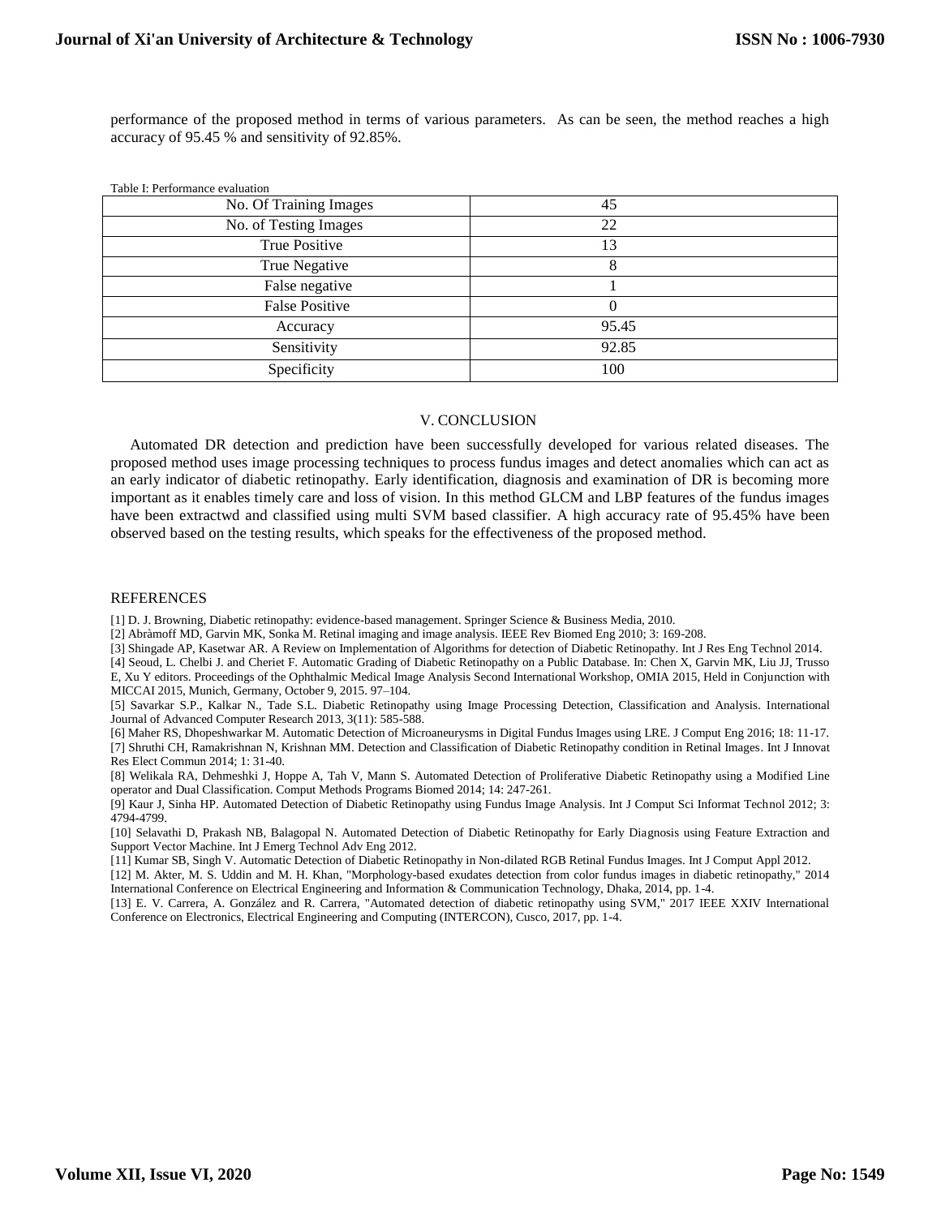performance of the proposed method in terms of various parameters. As can be seen, the method reaches a high accuracy of 95.45 % and sensitivity of 92.85%.

Table I: Performance evaluation

| | |
|---|---|
| No. Of Training Images | 45 |
| No. of Testing Images | 22 |
| True Positive | 13 |
| True Negative | 8 |
| False negative | 1 |
| False Positive | 0 |
| Accuracy | 95.45 |
| Sensitivity | 92.85 |
| Specificity | 100 |

## V. CONCLUSION

Automated DR detection and prediction have been successfully developed for various related diseases. The proposed method uses image processing techniques to process fundus images and detect anomalies which can act as an early indicator of diabetic retinopathy. Early identification, diagnosis and examination of DR is becoming more important as it enables timely care and loss of vision. In this method GLCM and LBP features of the fundus images have been extractwd and classified using multi SVM based classifier. A high accuracy rate of 95.45% have been observed based on the testing results, which speaks for the effectiveness of the proposed method.

## REFERENCES

[1] D. J. Browning, Diabetic retinopathy: evidence-based management. Springer Science & Business Media, 2010.

[2] Abràmoff MD, Garvin MK, Sonka M. Retinal imaging and image analysis. IEEE Rev Biomed Eng 2010; 3: 169-208.

[3] Shingade AP, Kasetwar AR. A Review on Implementation of Algorithms for detection of Diabetic Retinopathy. Int J Res Eng Technol 2014.

[4] Seoud, L. Chelbi J. and Cheriet F. Automatic Grading of Diabetic Retinopathy on a Public Database. In: Chen X, Garvin MK, Liu JJ, Trusso E, Xu Y editors. Proceedings of the Ophthalmic Medical Image Analysis Second International Workshop, OMIA 2015, Held in Conjunction with MICCAI 2015, Munich, Germany, October 9, 2015. 97–104.

[5] Savarkar S.P., Kalkar N., Tade S.L. Diabetic Retinopathy using Image Processing Detection, Classification and Analysis. International Journal of Advanced Computer Research 2013, 3(11): 585-588.

[6] Maher RS, Dhopeshwarkar M. Automatic Detection of Microaneurysms in Digital Fundus Images using LRE. J Comput Eng 2016; 18: 11-17.

[7] Shruthi CH, Ramakrishnan N, Krishnan MM. Detection and Classification of Diabetic Retinopathy condition in Retinal Images. Int J Innovat Res Elect Commun 2014; 1: 31-40.

[8] Welikala RA, Dehmeshki J, Hoppe A, Tah V, Mann S. Automated Detection of Proliferative Diabetic Retinopathy using a Modified Line operator and Dual Classification. Comput Methods Programs Biomed 2014; 14: 247-261.

[9] Kaur J, Sinha HP. Automated Detection of Diabetic Retinopathy using Fundus Image Analysis. Int J Comput Sci Informat Technol 2012; 3: 4794-4799.

[10] Selavathi D, Prakash NB, Balagopal N. Automated Detection of Diabetic Retinopathy for Early Diagnosis using Feature Extraction and Support Vector Machine. Int J Emerg Technol Adv Eng 2012.

[11] Kumar SB, Singh V. Automatic Detection of Diabetic Retinopathy in Non-dilated RGB Retinal Fundus Images. Int J Comput Appl 2012.

[12] M. Akter, M. S. Uddin and M. H. Khan, "Morphology-based exudates detection from color fundus images in diabetic retinopathy," 2014 International Conference on Electrical Engineering and Information & Communication Technology, Dhaka, 2014, pp. 1-4.

[13] E. V. Carrera, A. González and R. Carrera, "Automated detection of diabetic retinopathy using SVM," 2017 IEEE XXIV International Conference on Electronics, Electrical Engineering and Computing (INTERCON), Cusco, 2017, pp. 1-4.